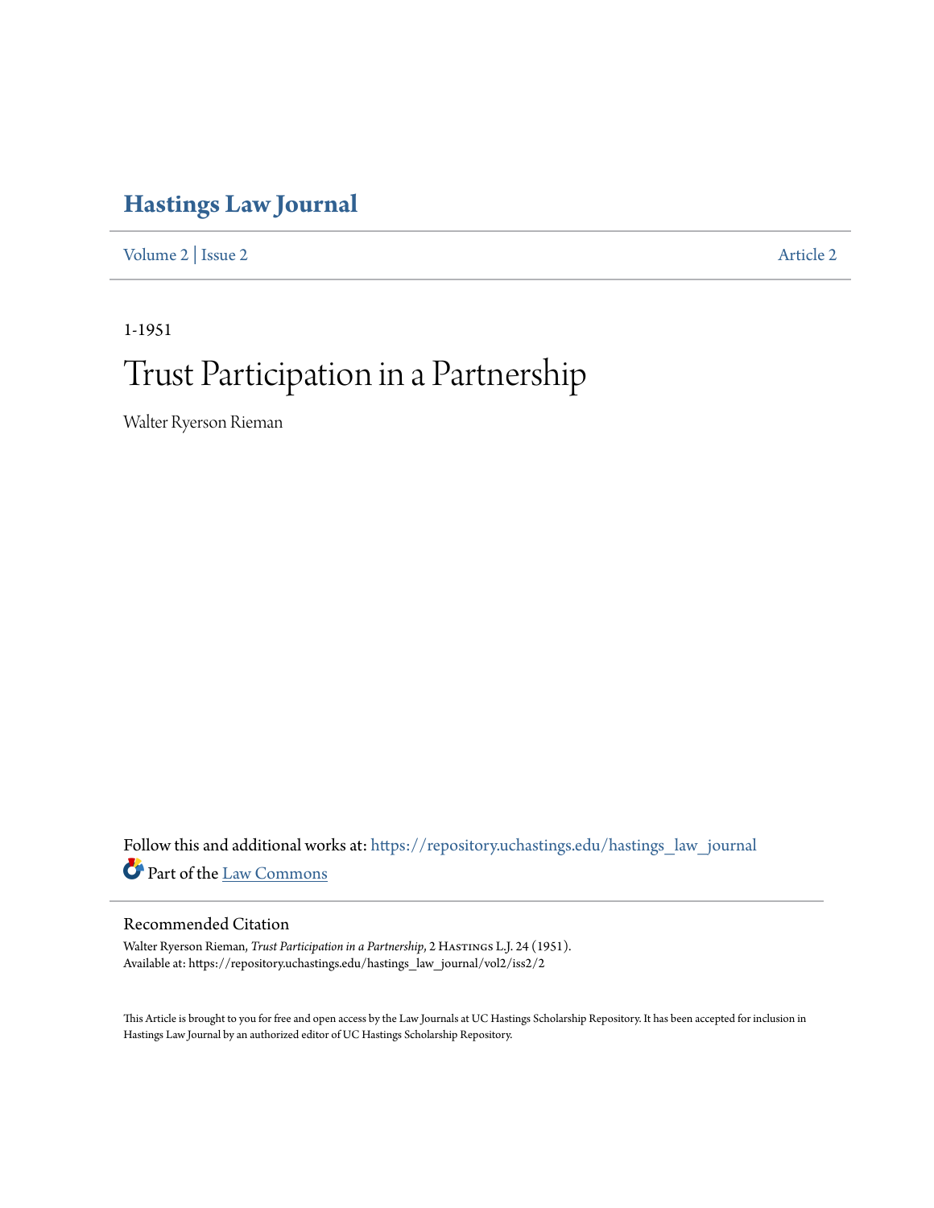# Hastings Law Journal

Volume 2 | Issue 2 Article 2

1-1951

# Trust Participation in a Partnership

Walter Ryerson Rieman

Follow this and additional works at: https://repository.uchastings.edu/hastings_law_journal

Part of the Law Commons

## Recommended Citation

Walter Ryerson Rieman, *Trust Participation in a Partnership*, 2 Hastings L.J. 24 (1951).
Available at: https://repository.uchastings.edu/hastings_law_journal/vol2/iss2/2

This Article is brought to you for free and open access by the Law Journals at UC Hastings Scholarship Repository. It has been accepted for inclusion in Hastings Law Journal by an authorized editor of UC Hastings Scholarship Repository.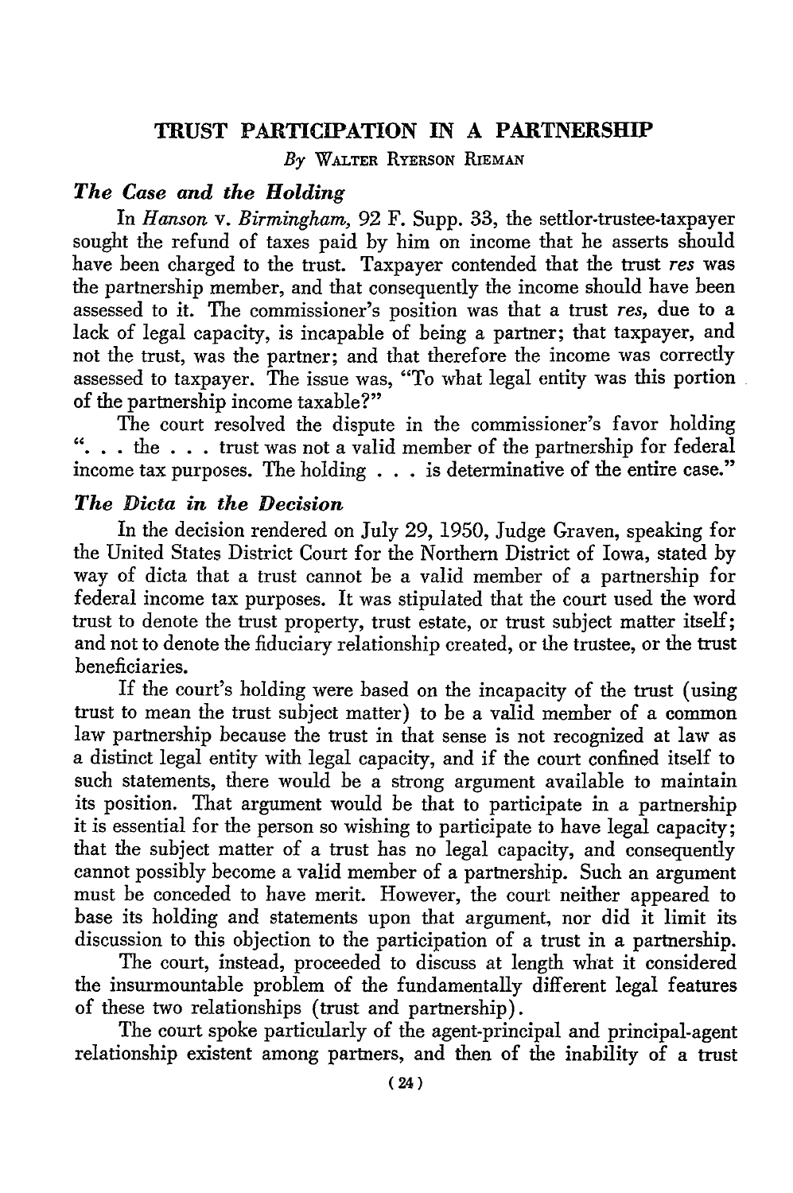# TRUST PARTICIPATION IN A PARTNERSHIP

*By* WALTER RYERSON RIEMAN

### *The Case and the Holding*

In *Hanson* v. *Birmingham*, 92 F. Supp. 33, the settlor-trustee-taxpayer sought the refund of taxes paid by him on income that he asserts should have been charged to the trust. Taxpayer contended that the trust *res* was the partnership member, and that consequently the income should have been assessed to it. The commissioner's position was that a trust *res*, due to a lack of legal capacity, is incapable of being a partner; that taxpayer, and not the trust, was the partner; and that therefore the income was correctly assessed to taxpayer. The issue was, "To what legal entity was this portion of the partnership income taxable?"

The court resolved the dispute in the commissioner's favor holding ". . . the . . . trust was not a valid member of the partnership for federal income tax purposes. The holding . . . is determinative of the entire case."

### *The Dicta in the Decision*

In the decision rendered on July 29, 1950, Judge Graven, speaking for the United States District Court for the Northern District of Iowa, stated by way of dicta that a trust cannot be a valid member of a partnership for federal income tax purposes. It was stipulated that the court used the word trust to denote the trust property, trust estate, or trust subject matter itself; and not to denote the fiduciary relationship created, or the trustee, or the trust beneficiaries.

If the court's holding were based on the incapacity of the trust (using trust to mean the trust subject matter) to be a valid member of a common law partnership because the trust in that sense is not recognized at law as a distinct legal entity with legal capacity, and if the court confined itself to such statements, there would be a strong argument available to maintain its position. That argument would be that to participate in a partnership it is essential for the person so wishing to participate to have legal capacity; that the subject matter of a trust has no legal capacity, and consequently cannot possibly become a valid member of a partnership. Such an argument must be conceded to have merit. However, the court neither appeared to base its holding and statements upon that argument, nor did it limit its discussion to this objection to the participation of a trust in a partnership.

The court, instead, proceeded to discuss at length what it considered the insurmountable problem of the fundamentally different legal features of these two relationships (trust and partnership).

The court spoke particularly of the agent-principal and principal-agent relationship existent among partners, and then of the inability of a trust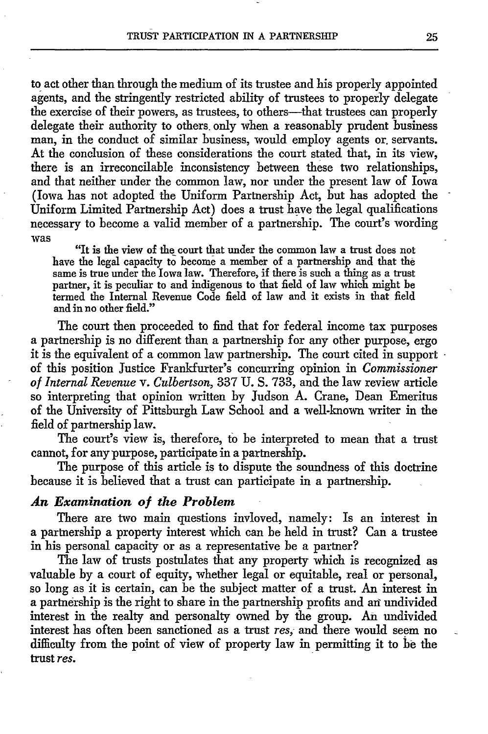to act other than through the medium of its trustee and his properly appointed agents, and the stringently restricted ability of trustees to properly delegate the exercise of their powers, as trustees, to others—that trustees can properly delegate their authority to others only when a reasonably prudent business man, in the conduct of similar business, would employ agents or servants. At the conclusion of these considerations the court stated that, in its view, there is an irreconcilable inconsistency between these two relationships, and that neither under the common law, nor under the present law of Iowa (Iowa has not adopted the Uniform Partnership Act, but has adopted the Uniform Limited Partnership Act) does a trust have the legal qualifications necessary to become a valid member of a partnership. The court's wording was

> "It is the view of the court that under the common law a trust does not have the legal capacity to become a member of a partnership and that the same is true under the Iowa law. Therefore, if there is such a thing as a trust partner, it is peculiar to and indigenous to that field of law which might be termed the Internal Revenue Code field of law and it exists in that field and in no other field."

The court then proceeded to find that for federal income tax purposes a partnership is no different than a partnership for any other purpose, ergo it is the equivalent of a common law partnership. The court cited in support of this position Justice Frankfurter's concurring opinion in *Commissioner of Internal Revenue* v. *Culbertson*, 337 U. S. 733, and the law review article so interpreting that opinion written by Judson A. Crane, Dean Emeritus of the University of Pittsburgh Law School and a well-known writer in the field of partnership law.

The court's view is, therefore, to be interpreted to mean that a trust cannot, for any purpose, participate in a partnership.

The purpose of this article is to dispute the soundness of this doctrine because it is believed that a trust can participate in a partnership.

### *An Examination of the Problem*

There are two main questions invloved, namely: Is an interest in a partnership a property interest which can be held in trust? Can a trustee in his personal capacity or as a representative be a partner?

The law of trusts postulates that any property which is recognized as valuable by a court of equity, whether legal or equitable, real or personal, so long as it is certain, can be the subject matter of a trust. An interest in a partnership is the right to share in the partnership profits and an undivided interest in the realty and personalty owned by the group. An undivided interest has often been sanctioned as a trust *res*, and there would seem no difficulty from the point of view of property law in permitting it to be the trust *res*.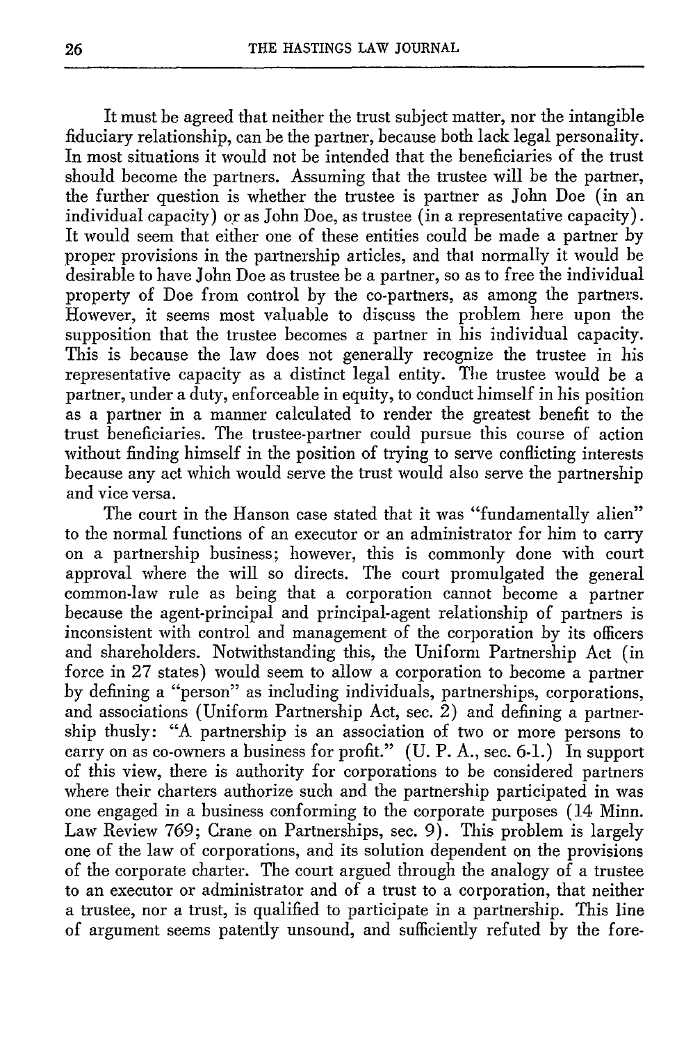It must be agreed that neither the trust subject matter, nor the intangible fiduciary relationship, can be the partner, because both lack legal personality. In most situations it would not be intended that the beneficiaries of the trust should become the partners. Assuming that the trustee will be the partner, the further question is whether the trustee is partner as John Doe (in an individual capacity) or as John Doe, as trustee (in a representative capacity). It would seem that either one of these entities could be made a partner by proper provisions in the partnership articles, and that normally it would be desirable to have John Doe as trustee be a partner, so as to free the individual property of Doe from control by the co-partners, as among the partners. However, it seems most valuable to discuss the problem here upon the supposition that the trustee becomes a partner in his individual capacity. This is because the law does not generally recognize the trustee in his representative capacity as a distinct legal entity. The trustee would be a partner, under a duty, enforceable in equity, to conduct himself in his position as a partner in a manner calculated to render the greatest benefit to the trust beneficiaries. The trustee-partner could pursue this course of action without finding himself in the position of trying to serve conflicting interests because any act which would serve the trust would also serve the partnership and vice versa.

The court in the Hanson case stated that it was "fundamentally alien" to the normal functions of an executor or an administrator for him to carry on a partnership business; however, this is commonly done with court approval where the will so directs. The court promulgated the general common-law rule as being that a corporation cannot become a partner because the agent-principal and principal-agent relationship of partners is inconsistent with control and management of the corporation by its officers and shareholders. Notwithstanding this, the Uniform Partnership Act (in force in 27 states) would seem to allow a corporation to become a partner by defining a "person" as including individuals, partnerships, corporations, and associations (Uniform Partnership Act, sec. 2) and defining a partnership thusly: "A partnership is an association of two or more persons to carry on as co-owners a business for profit." (U. P. A., sec. 6-1.) In support of this view, there is authority for corporations to be considered partners where their charters authorize such and the partnership participated in was one engaged in a business conforming to the corporate purposes (14 Minn. Law Review 769; Crane on Partnerships, sec. 9). This problem is largely one of the law of corporations, and its solution dependent on the provisions of the corporate charter. The court argued through the analogy of a trustee to an executor or administrator and of a trust to a corporation, that neither a trustee, nor a trust, is qualified to participate in a partnership. This line of argument seems patently unsound, and sufficiently refuted by the fore-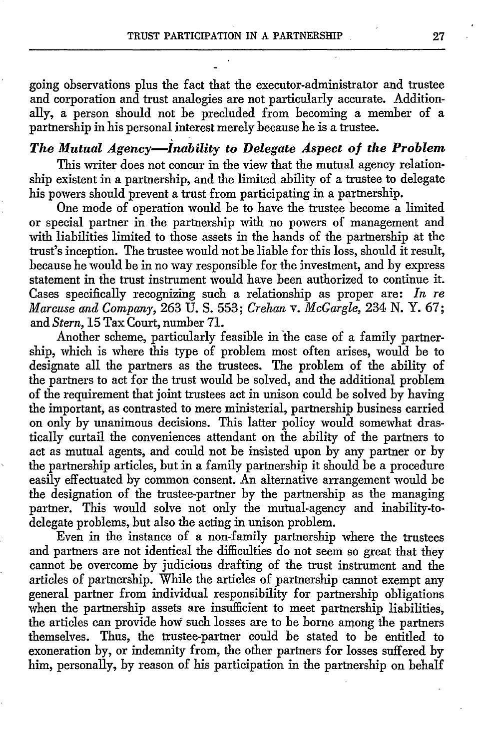going observations plus the fact that the executor-administrator and trustee and corporation and trust analogies are not particularly accurate. Additionally, a person should not be precluded from becoming a member of a partnership in his personal interest merely because he is a trustee.

### *The Mutual Agency—Inability to Delegate Aspect of the Problem*

This writer does not concur in the view that the mutual agency relationship existent in a partnership, and the limited ability of a trustee to delegate his powers should prevent a trust from participating in a partnership.

One mode of operation would be to have the trustee become a limited or special partner in the partnership with no powers of management and with liabilities limited to those assets in the hands of the partnership at the trust's inception. The trustee would not be liable for this loss, should it result, because he would be in no way responsible for the investment, and by express statement in the trust instrument would have been authorized to continue it. Cases specifically recognizing such a relationship as proper are: *In re Marcuse and Company,* 263 U. S. 553; *Crehan* v. *McGargle,* 234 N. Y. 67; and *Stern,* 15 Tax Court, number 71.

Another scheme, particularly feasible in the case of a family partnership, which is where this type of problem most often arises, would be to designate all the partners as the trustees. The problem of the ability of the partners to act for the trust would be solved, and the additional problem of the requirement that joint trustees act in unison could be solved by having the important, as contrasted to mere ministerial, partnership business carried on only by unanimous decisions. This latter policy would somewhat drastically curtail the conveniences attendant on the ability of the partners to act as mutual agents, and could not be insisted upon by any partner or by the partnership articles, but in a family partnership it should be a procedure easily effectuated by common consent. An alternative arrangement would be the designation of the trustee-partner by the partnership as the managing partner. This would solve not only the mutual-agency and inability-to-delegate problems, but also the acting in unison problem.

Even in the instance of a non-family partnership where the trustees and partners are not identical the difficulties do not seem so great that they cannot be overcome by judicious drafting of the trust instrument and the articles of partnership. While the articles of partnership cannot exempt any general partner from individual responsibility for partnership obligations when the partnership assets are insufficient to meet partnership liabilities, the articles can provide how such losses are to be borne among the partners themselves. Thus, the trustee-partner could be stated to be entitled to exoneration by, or indemnity from, the other partners for losses suffered by him, personally, by reason of his participation in the partnership on behalf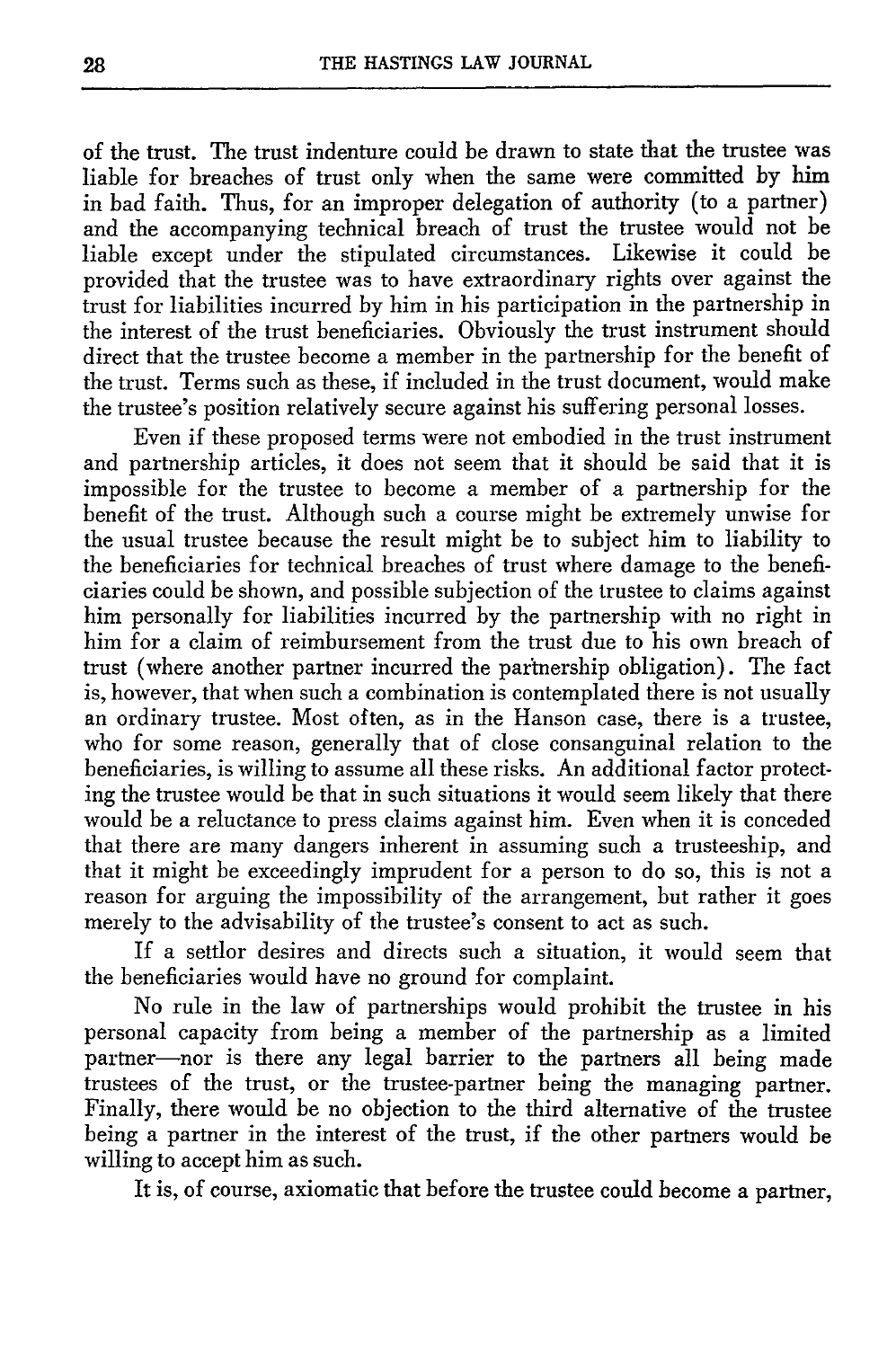of the trust. The trust indenture could be drawn to state that the trustee was liable for breaches of trust only when the same were committed by him in bad faith. Thus, for an improper delegation of authority (to a partner) and the accompanying technical breach of trust the trustee would not be liable except under the stipulated circumstances. Likewise it could be provided that the trustee was to have extraordinary rights over against the trust for liabilities incurred by him in his participation in the partnership in the interest of the trust beneficiaries. Obviously the trust instrument should direct that the trustee become a member in the partnership for the benefit of the trust. Terms such as these, if included in the trust document, would make the trustee's position relatively secure against his suffering personal losses.

Even if these proposed terms were not embodied in the trust instrument and partnership articles, it does not seem that it should be said that it is impossible for the trustee to become a member of a partnership for the benefit of the trust. Although such a course might be extremely unwise for the usual trustee because the result might be to subject him to liability to the beneficiaries for technical breaches of trust where damage to the beneficiaries could be shown, and possible subjection of the trustee to claims against him personally for liabilities incurred by the partnership with no right in him for a claim of reimbursement from the trust due to his own breach of trust (where another partner incurred the partnership obligation). The fact is, however, that when such a combination is contemplated there is not usually an ordinary trustee. Most often, as in the Hanson case, there is a trustee, who for some reason, generally that of close consanguinal relation to the beneficiaries, is willing to assume all these risks. An additional factor protecting the trustee would be that in such situations it would seem likely that there would be a reluctance to press claims against him. Even when it is conceded that there are many dangers inherent in assuming such a trusteeship, and that it might be exceedingly imprudent for a person to do so, this is not a reason for arguing the impossibility of the arrangement, but rather it goes merely to the advisability of the trustee's consent to act as such.

If a settlor desires and directs such a situation, it would seem that the beneficiaries would have no ground for complaint.

No rule in the law of partnerships would prohibit the trustee in his personal capacity from being a member of the partnership as a limited partner—nor is there any legal barrier to the partners all being made trustees of the trust, or the trustee-partner being the managing partner. Finally, there would be no objection to the third alternative of the trustee being a partner in the interest of the trust, if the other partners would be willing to accept him as such.

It is, of course, axiomatic that before the trustee could become a partner,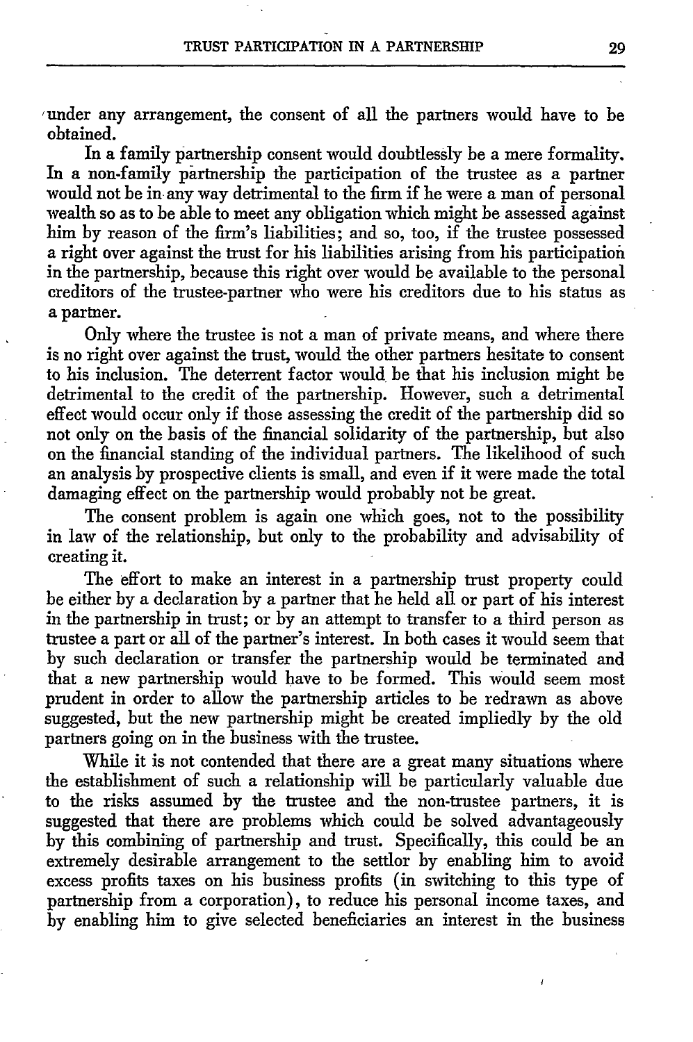under any arrangement, the consent of all the partners would have to be obtained.

In a family partnership consent would doubtlessly be a mere formality. In a non-family partnership the participation of the trustee as a partner would not be in any way detrimental to the firm if he were a man of personal wealth so as to be able to meet any obligation which might be assessed against him by reason of the firm's liabilities; and so, too, if the trustee possessed a right over against the trust for his liabilities arising from his participation in the partnership, because this right over would be available to the personal creditors of the trustee-partner who were his creditors due to his status as a partner.

Only where the trustee is not a man of private means, and where there is no right over against the trust, would the other partners hesitate to consent to his inclusion. The deterrent factor would be that his inclusion might be detrimental to the credit of the partnership. However, such a detrimental effect would occur only if those assessing the credit of the partnership did so not only on the basis of the financial solidarity of the partnership, but also on the financial standing of the individual partners. The likelihood of such an analysis by prospective clients is small, and even if it were made the total damaging effect on the partnership would probably not be great.

The consent problem is again one which goes, not to the possibility in law of the relationship, but only to the probability and advisability of creating it.

The effort to make an interest in a partnership trust property could be either by a declaration by a partner that he held all or part of his interest in the partnership in trust; or by an attempt to transfer to a third person as trustee a part or all of the partner's interest. In both cases it would seem that by such declaration or transfer the partnership would be terminated and that a new partnership would have to be formed. This would seem most prudent in order to allow the partnership articles to be redrawn as above suggested, but the new partnership might be created impliedly by the old partners going on in the business with the trustee.

While it is not contended that there are a great many situations where the establishment of such a relationship will be particularly valuable due to the risks assumed by the trustee and the non-trustee partners, it is suggested that there are problems which could be solved advantageously by this combining of partnership and trust. Specifically, this could be an extremely desirable arrangement to the settlor by enabling him to avoid excess profits taxes on his business profits (in switching to this type of partnership from a corporation), to reduce his personal income taxes, and by enabling him to give selected beneficiaries an interest in the business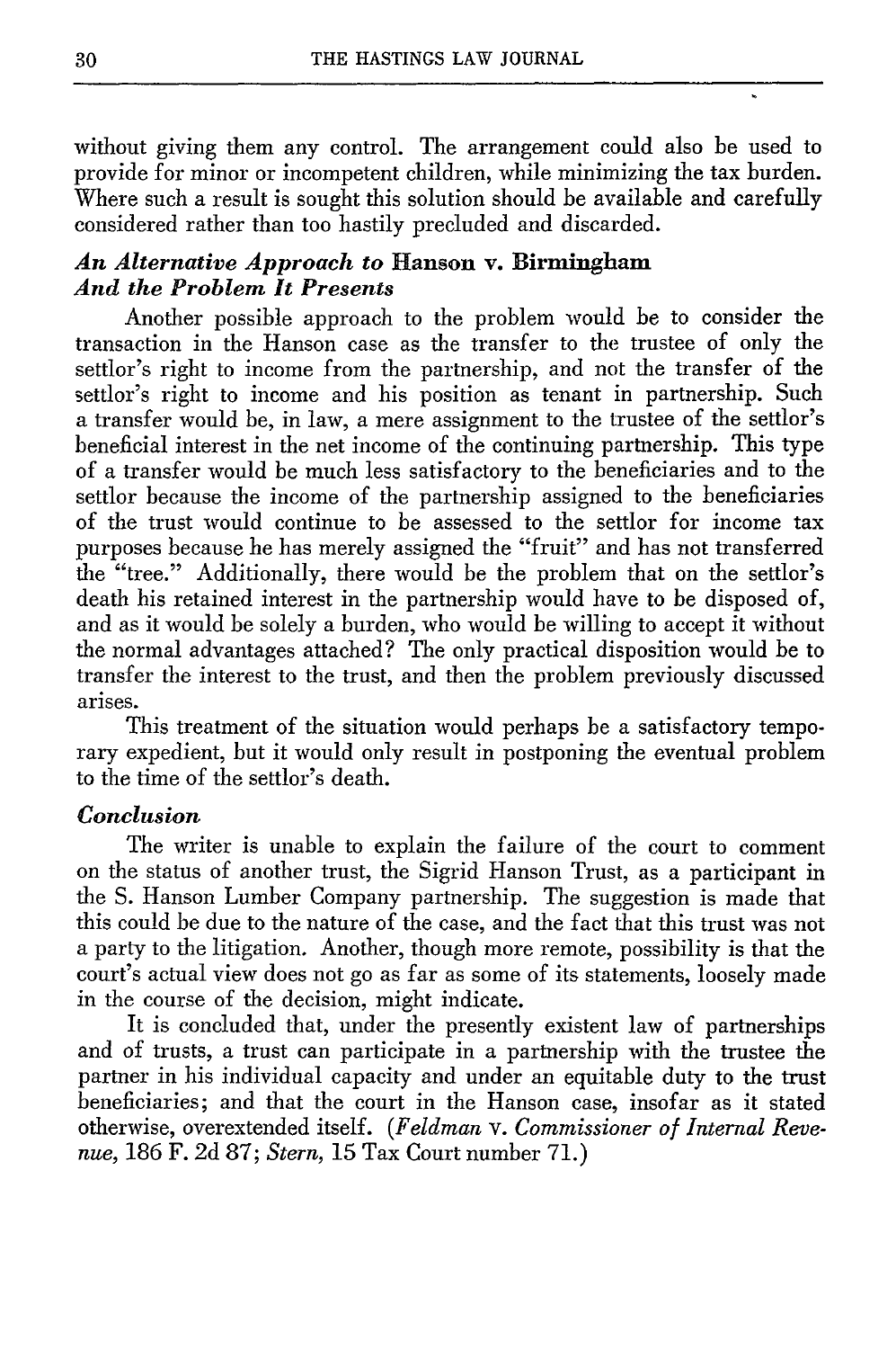without giving them any control. The arrangement could also be used to provide for minor or incompetent children, while minimizing the tax burden. Where such a result is sought this solution should be available and carefully considered rather than too hastily precluded and discarded.

### *An Alternative Approach to* Hanson v. Birmingham *And the Problem It Presents*

Another possible approach to the problem would be to consider the transaction in the Hanson case as the transfer to the trustee of only the settlor's right to income from the partnership, and not the transfer of the settlor's right to income and his position as tenant in partnership. Such a transfer would be, in law, a mere assignment to the trustee of the settlor's beneficial interest in the net income of the continuing partnership. This type of a transfer would be much less satisfactory to the beneficiaries and to the settlor because the income of the partnership assigned to the beneficiaries of the trust would continue to be assessed to the settlor for income tax purposes because he has merely assigned the "fruit" and has not transferred the "tree." Additionally, there would be the problem that on the settlor's death his retained interest in the partnership would have to be disposed of, and as it would be solely a burden, who would be willing to accept it without the normal advantages attached? The only practical disposition would be to transfer the interest to the trust, and then the problem previously discussed arises.

This treatment of the situation would perhaps be a satisfactory temporary expedient, but it would only result in postponing the eventual problem to the time of the settlor's death.

### *Conclusion*

The writer is unable to explain the failure of the court to comment on the status of another trust, the Sigrid Hanson Trust, as a participant in the S. Hanson Lumber Company partnership. The suggestion is made that this could be due to the nature of the case, and the fact that this trust was not a party to the litigation. Another, though more remote, possibility is that the court's actual view does not go as far as some of its statements, loosely made in the course of the decision, might indicate.

It is concluded that, under the presently existent law of partnerships and of trusts, a trust can participate in a partnership with the trustee the partner in his individual capacity and under an equitable duty to the trust beneficiaries; and that the court in the Hanson case, insofar as it stated otherwise, overextended itself. (*Feldman* v. *Commissioner of Internal Revenue,* 186 F. 2d 87; *Stern,* 15 Tax Court number 71.)